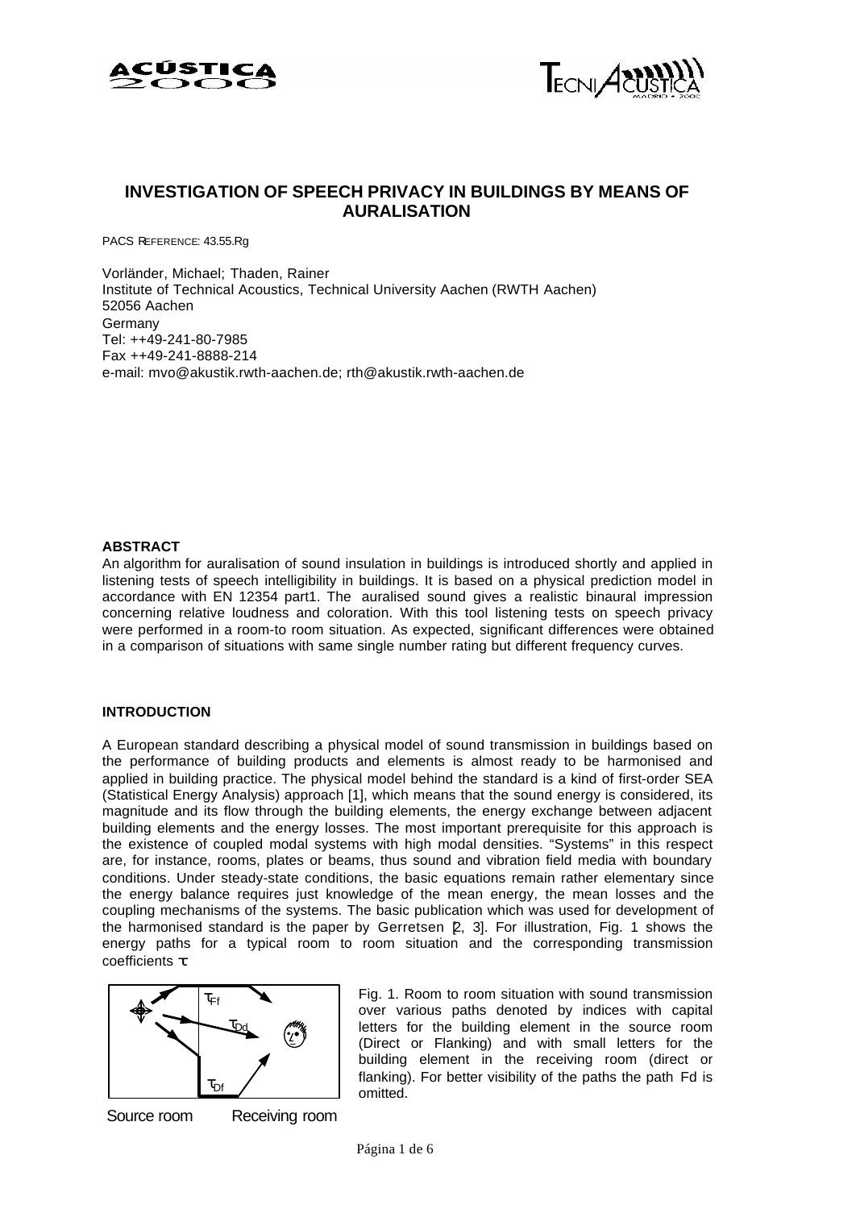# INVESTIGATION OF SPEECH PRIVACY IN BUILDINGS BY MEANS OF AURALISATION

PACS REFERENCE: 43.55.Rg

Vorländer, Michael; Thaden, Rainer
Institute of Technical Acoustics, Technical University Aachen (RWTH Aachen)
52056 Aachen
Germany
Tel: ++49-241-80-7985
Fax ++49-241-8888-214
e-mail: mvo@akustik.rwth-aachen.de; rth@akustik.rwth-aachen.de

## ABSTRACT

An algorithm for auralisation of sound insulation in buildings is introduced shortly and applied in listening tests of speech intelligibility in buildings. It is based on a physical prediction model in accordance with EN 12354 part1. The auralised sound gives a realistic binaural impression concerning relative loudness and coloration. With this tool listening tests on speech privacy were performed in a room-to room situation. As expected, significant differences were obtained in a comparison of situations with same single number rating but different frequency curves.

## INTRODUCTION

A European standard describing a physical model of sound transmission in buildings based on the performance of building products and elements is almost ready to be harmonised and applied in building practice. The physical model behind the standard is a kind of first-order SEA (Statistical Energy Analysis) approach [1], which means that the sound energy is considered, its magnitude and its flow through the building elements, the energy exchange between adjacent building elements and the energy losses. The most important prerequisite for this approach is the existence of coupled modal systems with high modal densities. "Systems" in this respect are, for instance, rooms, plates or beams, thus sound and vibration field media with boundary conditions. Under steady-state conditions, the basic equations remain rather elementary since the energy balance requires just knowledge of the mean energy, the mean losses and the coupling mechanisms of the systems. The basic publication which was used for development of the harmonised standard is the paper by Gerretsen [2, 3]. For illustration, Fig. 1 shows the energy paths for a typical room to room situation and the corresponding transmission coefficients $\tau$.

$\tau_{Ff}$ $\tau_{Dd}$ $\tau_{Df}$

Source room Receiving room

Fig. 1. Room to room situation with sound transmission over various paths denoted by indices with capital letters for the building element in the source room (Direct or Flanking) and with small letters for the building element in the receiving room (direct or flanking). For better visibility of the paths the path Fd is omitted.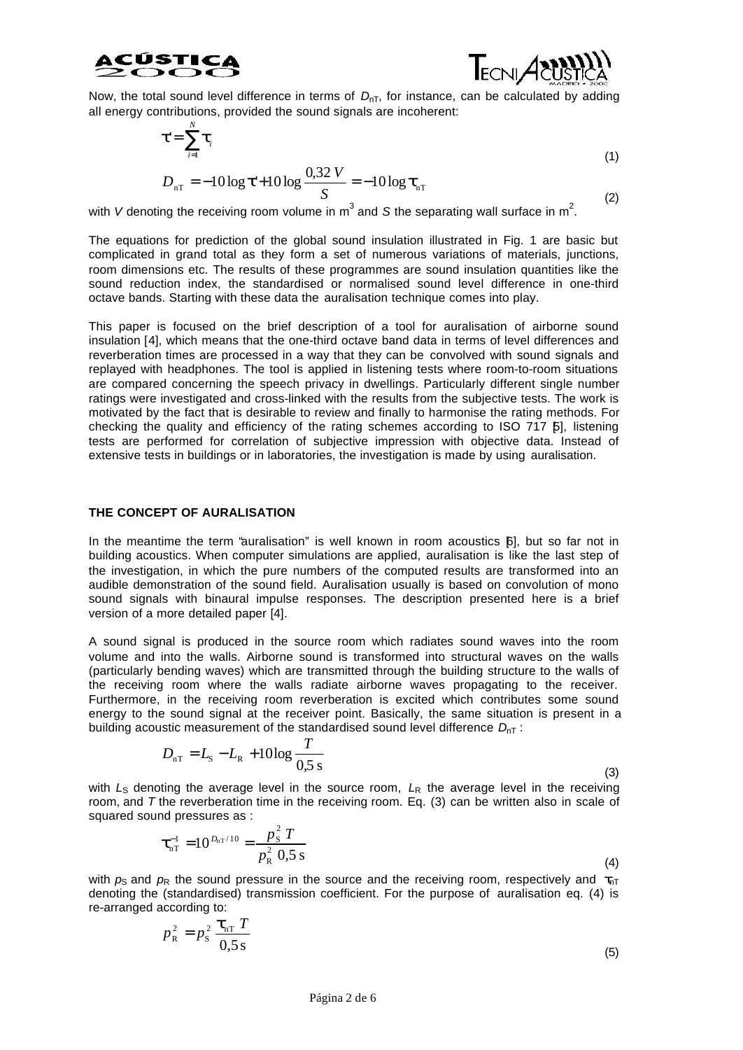Now, the total sound level difference in terms of $D_{nT}$, for instance, can be calculated by adding all energy contributions, provided the sound signals are incoherent:

$$\tau' = \sum_{i=1}^{N} \tau_i \tag{1}$$

$$D_{nT} = -10 \log \tau' + 10 \log \frac{0{,}32\,V}{S} = -10 \log \tau_{nT} \tag{2}$$

with $V$ denoting the receiving room volume in m$^3$ and $S$ the separating wall surface in m$^2$.

The equations for prediction of the global sound insulation illustrated in Fig. 1 are basic but complicated in grand total as they form a set of numerous variations of materials, junctions, room dimensions etc. The results of these programmes are sound insulation quantities like the sound reduction index, the standardised or normalised sound level difference in one-third octave bands. Starting with these data the auralisation technique comes into play.

This paper is focused on the brief description of a tool for auralisation of airborne sound insulation [4], which means that the one-third octave band data in terms of level differences and reverberation times are processed in a way that they can be convolved with sound signals and replayed with headphones. The tool is applied in listening tests where room-to-room situations are compared concerning the speech privacy in dwellings. Particularly different single number ratings were investigated and cross-linked with the results from the subjective tests. The work is motivated by the fact that is desirable to review and finally to harmonise the rating methods. For checking the quality and efficiency of the rating schemes according to ISO 717 [5], listening tests are performed for correlation of subjective impression with objective data. Instead of extensive tests in buildings or in laboratories, the investigation is made by using auralisation.

## THE CONCEPT OF AURALISATION

In the meantime the term "auralisation" is well known in room acoustics [6], but so far not in building acoustics. When computer simulations are applied, auralisation is like the last step of the investigation, in which the pure numbers of the computed results are transformed into an audible demonstration of the sound field. Auralisation usually is based on convolution of mono sound signals with binaural impulse responses. The description presented here is a brief version of a more detailed paper [4].

A sound signal is produced in the source room which radiates sound waves into the room volume and into the walls. Airborne sound is transformed into structural waves on the walls (particularly bending waves) which are transmitted through the building structure to the walls of the receiving room where the walls radiate airborne waves propagating to the receiver. Furthermore, in the receiving room reverberation is excited which contributes some sound energy to the sound signal at the receiver point. Basically, the same situation is present in a building acoustic measurement of the standardised sound level difference $D_{nT}$ :

$$D_{nT} = L_S - L_R + 10 \log \frac{T}{0{,}5\ \text{s}} \tag{3}$$

with $L_S$ denoting the average level in the source room, $L_R$ the average level in the receiving room, and $T$ the reverberation time in the receiving room. Eq. (3) can be written also in scale of squared sound pressures as :

$$\tau_{nT}^{-1} = 10^{D_{nT}/10} = \frac{p_S^2\, T}{p_R^2\ 0{,}5\ \text{s}} \tag{4}$$

with $p_S$ and $p_R$ the sound pressure in the source and the receiving room, respectively and $\tau_{nT}$ denoting the (standardised) transmission coefficient. For the purpose of auralisation eq. (4) is re-arranged according to:

$$p_R^2 = p_S^2\, \frac{\tau_{nT}\, T}{0{,}5\ \text{s}} \tag{5}$$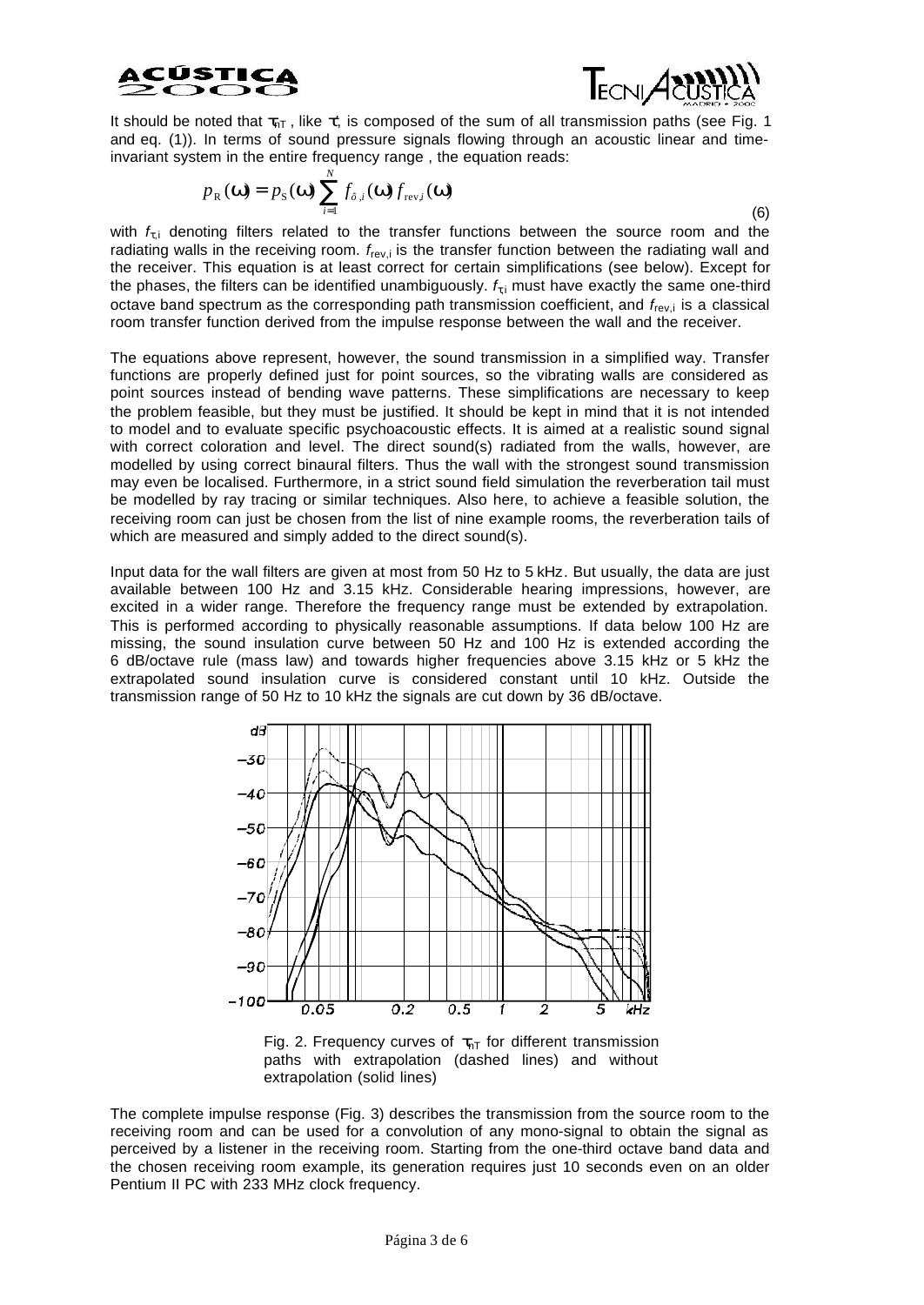It should be noted that $\tau_{nT}$, like $\tau$, is composed of the sum of all transmission paths (see Fig. 1 and eq. (1)). In terms of sound pressure signals flowing through an acoustic linear and time-invariant system in the entire frequency range , the equation reads:

$$p_{\mathrm{R}}(\omega) = p_{\mathrm{S}}(\omega) \sum_{i=1}^{N} f_{\tau,i}(\omega) f_{\mathrm{rev},i}(\omega) \tag{6}$$

with $f_{\tau,i}$ denoting filters related to the transfer functions between the source room and the radiating walls in the receiving room. $f_{\mathrm{rev},i}$ is the transfer function between the radiating wall and the receiver. This equation is at least correct for certain simplifications (see below). Except for the phases, the filters can be identified unambiguously. $f_{\tau,i}$ must have exactly the same one-third octave band spectrum as the corresponding path transmission coefficient, and $f_{\mathrm{rev},i}$ is a classical room transfer function derived from the impulse response between the wall and the receiver.

The equations above represent, however, the sound transmission in a simplified way. Transfer functions are properly defined just for point sources, so the vibrating walls are considered as point sources instead of bending wave patterns. These simplifications are necessary to keep the problem feasible, but they must be justified. It should be kept in mind that it is not intended to model and to evaluate specific psychoacoustic effects. It is aimed at a realistic sound signal with correct coloration and level. The direct sound(s) radiated from the walls, however, are modelled by using correct binaural filters. Thus the wall with the strongest sound transmission may even be localised. Furthermore, in a strict sound field simulation the reverberation tail must be modelled by ray tracing or similar techniques. Also here, to achieve a feasible solution, the receiving room can just be chosen from the list of nine example rooms, the reverberation tails of which are measured and simply added to the direct sound(s).

Input data for the wall filters are given at most from 50 Hz to 5 kHz. But usually, the data are just available between 100 Hz and 3.15 kHz. Considerable hearing impressions, however, are excited in a wider range. Therefore the frequency range must be extended by extrapolation. This is performed according to physically reasonable assumptions. If data below 100 Hz are missing, the sound insulation curve between 50 Hz and 100 Hz is extended according the 6 dB/octave rule (mass law) and towards higher frequencies above 3.15 kHz or 5 kHz the extrapolated sound insulation curve is considered constant until 10 kHz. Outside the transmission range of 50 Hz to 10 kHz the signals are cut down by 36 dB/octave.

Fig. 2. Frequency curves of $\tau_{nT}$ for different transmission paths with extrapolation (dashed lines) and without extrapolation (solid lines)

The complete impulse response (Fig. 3) describes the transmission from the source room to the receiving room and can be used for a convolution of any mono-signal to obtain the signal as perceived by a listener in the receiving room. Starting from the one-third octave band data and the chosen receiving room example, its generation requires just 10 seconds even on an older Pentium II PC with 233 MHz clock frequency.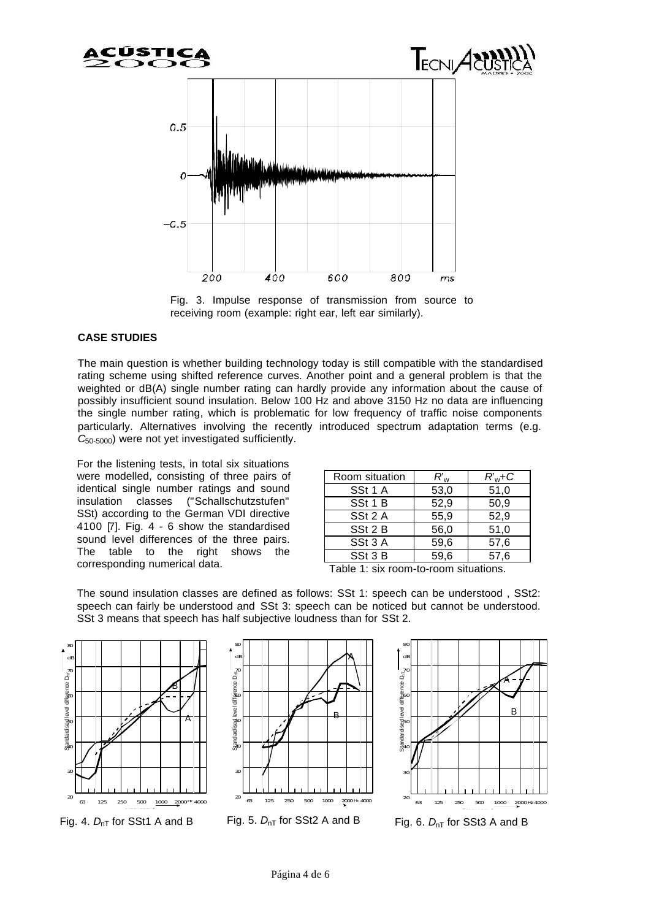Fig. 3. Impulse response of transmission from source to receiving room (example: right ear, left ear similarly).

## CASE STUDIES

The main question is whether building technology today is still compatible with the standardised rating scheme using shifted reference curves. Another point and a general problem is that the weighted or dB(A) single number rating can hardly provide any information about the cause of possibly insufficient sound insulation. Below 100 Hz and above 3150 Hz no data are influencing the single number rating, which is problematic for low frequency of traffic noise components particularly. Alternatives involving the recently introduced spectrum adaptation terms (e.g. $C_{50\text{-}5000}$) were not yet investigated sufficiently.

For the listening tests, in total six situations were modelled, consisting of three pairs of identical single number ratings and sound insulation classes ("Schallschutzstufen" SSt) according to the German VDI directive 4100 [7]. Fig. 4 - 6 show the standardised sound level differences of the three pairs. The table to the right shows the corresponding numerical data.

| Room situation | $R'_w$ | $R'_w+C$ |
|---|---|---|
| SSt 1 A | 53,0 | 51,0 |
| SSt 1 B | 52,9 | 50,9 |
| SSt 2 A | 55,9 | 52,9 |
| SSt 2 B | 56,0 | 51,0 |
| SSt 3 A | 59,6 | 57,6 |
| SSt 3 B | 59,6 | 57,6 |

Table 1: six room-to-room situations.

The sound insulation classes are defined as follows: SSt 1: speech can be understood , SSt2: speech can fairly be understood and SSt 3: speech can be noticed but cannot be understood. SSt 3 means that speech has half subjective loudness than for SSt 2.

Fig. 4. $D_{nT}$ for SSt1 A and B

Fig. 5. $D_{nT}$ for SSt2 A and B

Fig. 6. $D_{nT}$ for SSt3 A and B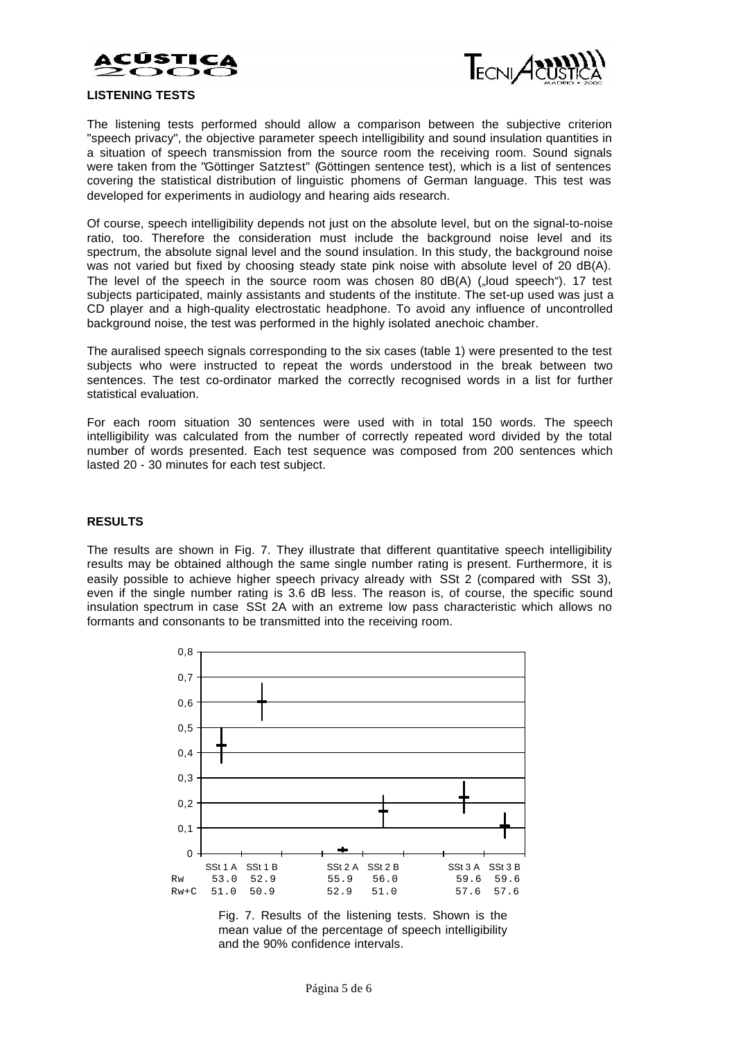**LISTENING TESTS**

The listening tests performed should allow a comparison between the subjective criterion "speech privacy", the objective parameter speech intelligibility and sound insulation quantities in a situation of speech transmission from the source room the receiving room. Sound signals were taken from the "Göttinger Satztest" (Göttingen sentence test), which is a list of sentences covering the statistical distribution of linguistic phomens of German language. This test was developed for experiments in audiology and hearing aids research.

Of course, speech intelligibility depends not just on the absolute level, but on the signal-to-noise ratio, too. Therefore the consideration must include the background noise level and its spectrum, the absolute signal level and the sound insulation. In this study, the background noise was not varied but fixed by choosing steady state pink noise with absolute level of 20 dB(A). The level of the speech in the source room was chosen 80 dB(A) („loud speech"). 17 test subjects participated, mainly assistants and students of the institute. The set-up used was just a CD player and a high-quality electrostatic headphone. To avoid any influence of uncontrolled background noise, the test was performed in the highly isolated anechoic chamber.

The auralised speech signals corresponding to the six cases (table 1) were presented to the test subjects who were instructed to repeat the words understood in the break between two sentences. The test co-ordinator marked the correctly recognised words in a list for further statistical evaluation.

For each room situation 30 sentences were used with in total 150 words. The speech intelligibility was calculated from the number of correctly repeated word divided by the total number of words presented. Each test sequence was composed from 200 sentences which lasted 20 - 30 minutes for each test subject.

**RESULTS**

The results are shown in Fig. 7. They illustrate that different quantitative speech intelligibility results may be obtained although the same single number rating is present. Furthermore, it is easily possible to achieve higher speech privacy already with SSt 2 (compared with SSt 3), even if the single number rating is 3.6 dB less. The reason is, of course, the specific sound insulation spectrum in case SSt 2A with an extreme low pass characteristic which allows no formants and consonants to be transmitted into the receiving room.

| | SSt 1 A | SSt 1 B | SSt 2 A | SSt 2 B | SSt 3 A | SSt 3 B |
|---|---|---|---|---|---|---|
| Rw | 53.0 | 52.9 | 55.9 | 56.0 | 59.6 | 59.6 |
| Rw+C | 51.0 | 50.9 | 52.9 | 51.0 | 57.6 | 57.6 |

Fig. 7. Results of the listening tests. Shown is the mean value of the percentage of speech intelligibility and the 90% confidence intervals.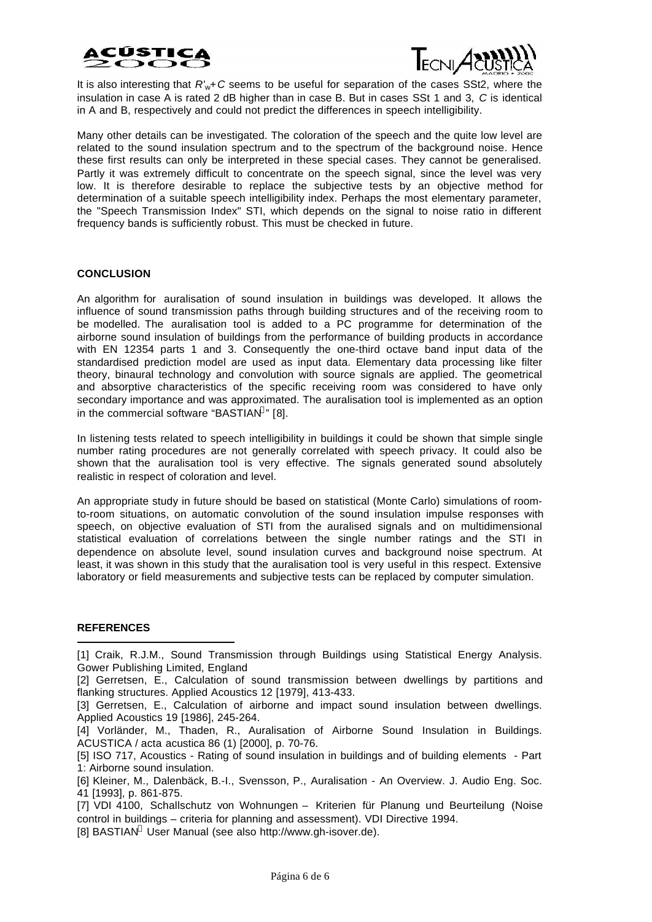It is also interesting that $R'_w+C$ seems to be useful for separation of the cases SSt2, where the insulation in case A is rated 2 dB higher than in case B. But in cases SSt 1 and 3, $C$ is identical in A and B, respectively and could not predict the differences in speech intelligibility.

Many other details can be investigated. The coloration of the speech and the quite low level are related to the sound insulation spectrum and to the spectrum of the background noise. Hence these first results can only be interpreted in these special cases. They cannot be generalised. Partly it was extremely difficult to concentrate on the speech signal, since the level was very low. It is therefore desirable to replace the subjective tests by an objective method for determination of a suitable speech intelligibility index. Perhaps the most elementary parameter, the "Speech Transmission Index" STI, which depends on the signal to noise ratio in different frequency bands is sufficiently robust. This must be checked in future.

## CONCLUSION

An algorithm for auralisation of sound insulation in buildings was developed. It allows the influence of sound transmission paths through building structures and of the receiving room to be modelled. The auralisation tool is added to a PC programme for determination of the airborne sound insulation of buildings from the performance of building products in accordance with EN 12354 parts 1 and 3. Consequently the one-third octave band input data of the standardised prediction model are used as input data. Elementary data processing like filter theory, binaural technology and convolution with source signals are applied. The geometrical and absorptive characteristics of the specific receiving room was considered to have only secondary importance and was approximated. The auralisation tool is implemented as an option in the commercial software "BASTIAN®" [8].

In listening tests related to speech intelligibility in buildings it could be shown that simple single number rating procedures are not generally correlated with speech privacy. It could also be shown that the auralisation tool is very effective. The signals generated sound absolutely realistic in respect of coloration and level.

An appropriate study in future should be based on statistical (Monte Carlo) simulations of room-to-room situations, on automatic convolution of the sound insulation impulse responses with speech, on objective evaluation of STI from the auralised signals and on multidimensional statistical evaluation of correlations between the single number ratings and the STI in dependence on absolute level, sound insulation curves and background noise spectrum. At least, it was shown in this study that the auralisation tool is very useful in this respect. Extensive laboratory or field measurements and subjective tests can be replaced by computer simulation.

## REFERENCES

[1] Craik, R.J.M., Sound Transmission through Buildings using Statistical Energy Analysis. Gower Publishing Limited, England

[2] Gerretsen, E., Calculation of sound transmission between dwellings by partitions and flanking structures. Applied Acoustics 12 [1979], 413-433.

[3] Gerretsen, E., Calculation of airborne and impact sound insulation between dwellings. Applied Acoustics 19 [1986], 245-264.

[4] Vorländer, M., Thaden, R., Auralisation of Airborne Sound Insulation in Buildings. ACUSTICA / acta acustica 86 (1) [2000], p. 70-76.

[5] ISO 717, Acoustics - Rating of sound insulation in buildings and of building elements - Part 1: Airborne sound insulation.

[6] Kleiner, M., Dalenbäck, B.-I., Svensson, P., Auralisation - An Overview. J. Audio Eng. Soc. 41 [1993], p. 861-875.

[7] VDI 4100, Schallschutz von Wohnungen – Kriterien für Planung und Beurteilung (Noise control in buildings – criteria for planning and assessment). VDI Directive 1994.

[8] BASTIAN® User Manual (see also http://www.gh-isover.de).